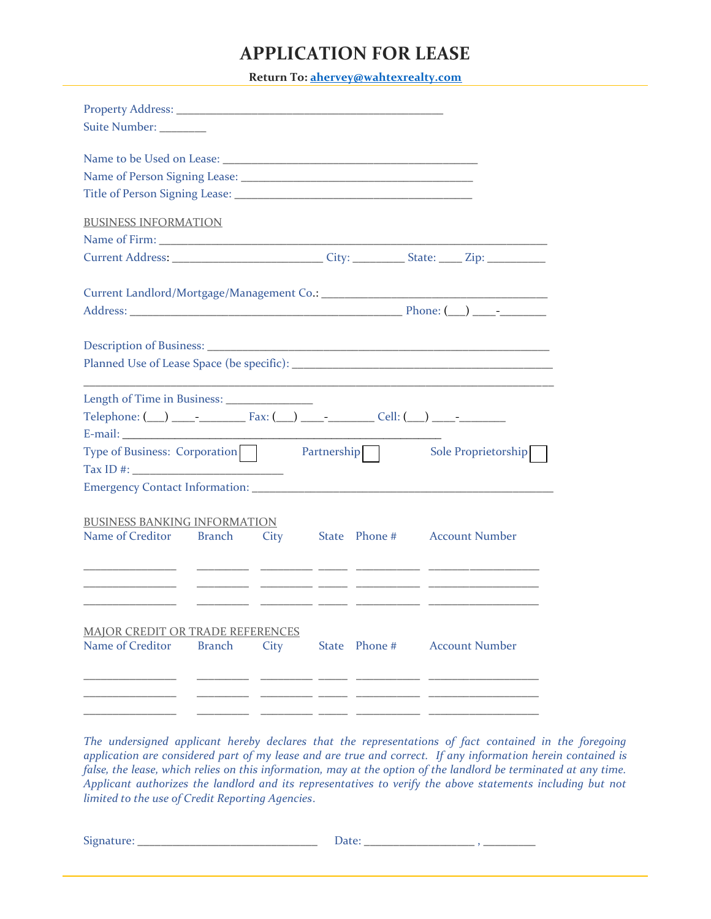# APPLICATION FOR LEASE

**Return To: ahervey@wahtexrealty.com**

Property Address: _____________________________________________

Suite Number: ________

Name to be Used on Lease: ___________________________________________

Name of Person Signing Lease: ______________________________________

Title of Person Signing Lease: ______________________________________

BUSINESS INFORMATION

Name of Firm: _________________________________________________________________

Current Address: _________________________ City: _________ State: ____ Zip: __________

Current Landlord/Mortgage/Management Co.: ______________________________________

Address: _____________________________________________ Phone: (___) ____-________

Description of Business: _____________________________________________________

Planned Use of Lease Space (be specific): ___________________________________________

_______________________________________________________________________________

Length of Time in Business: ______________

Telephone: (___) ____-________ Fax: (___) ____-________ Cell: (___) ____-________

E-mail: _____________________________________________________

Type of Business: Corporation ☐ Partnership ☐ Sole Proprietorship ☐

Tax ID #: _________________________

Emergency Contact Information: __________________________________________________

BUSINESS BANKING INFORMATION

| Name of Creditor | Branch | City | State | Phone # | Account Number |
|---|---|---|---|---|---|
| | | | | | |
| | | | | | |
| | | | | | |

MAJOR CREDIT OR TRADE REFERENCES

| Name of Creditor | Branch | City | State | Phone # | Account Number |
|---|---|---|---|---|---|
| | | | | | |
| | | | | | |
| | | | | | |

*The undersigned applicant hereby declares that the representations of fact contained in the foregoing application are considered part of my lease and are true and correct. If any information herein contained is false, the lease, which relies on this information, may at the option of the landlord be terminated at any time. Applicant authorizes the landlord and its representatives to verify the above statements including but not limited to the use of Credit Reporting Agencies.*

Signature: ______________________________ Date: __________________ , _________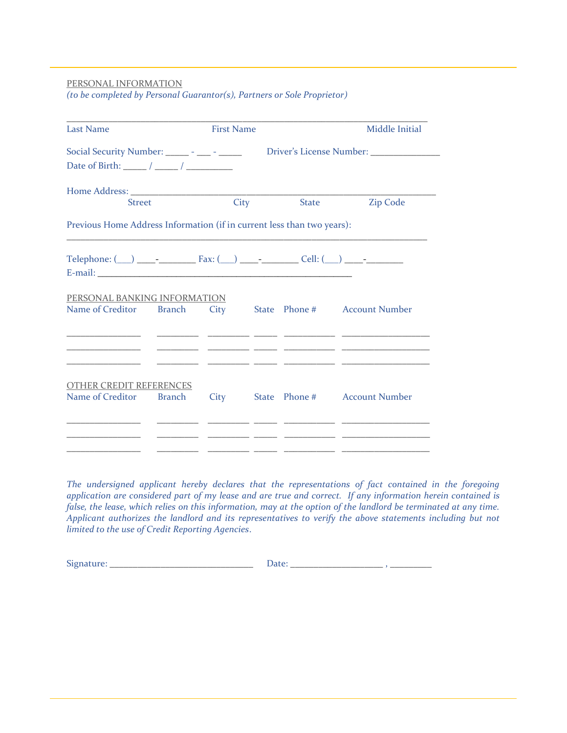PERSONAL INFORMATION

*(to be completed by Personal Guarantor(s), Partners or Sole Proprietor)*

_______________________________________________________________________

Last Name First Name Middle Initial

Social Security Number: _____ - ___ - _____ Driver's License Number: ______________

Date of Birth: _____ / _____ / _________

Home Address: ________________________________________________________________

Street City State Zip Code

Previous Home Address Information (if in current less than two years):

_______________________________________________________________________

Telephone: (___) ____-________ Fax: (___) ____-________ Cell: (___) ____-________

E-mail: ___________________________________________________

PERSONAL BANKING INFORMATION

| Name of Creditor | Branch | City | State | Phone # | Account Number |
|---|---|---|---|---|---|
| | | | | | |
| | | | | | |
| | | | | | |

OTHER CREDIT REFERENCES

| Name of Creditor | Branch | City | State | Phone # | Account Number |
|---|---|---|---|---|---|
| | | | | | |
| | | | | | |
| | | | | | |

*The undersigned applicant hereby declares that the representations of fact contained in the foregoing application are considered part of my lease and are true and correct. If any information herein contained is false, the lease, which relies on this information, may at the option of the landlord be terminated at any time. Applicant authorizes the landlord and its representatives to verify the above statements including but not limited to the use of Credit Reporting Agencies.*

Signature: _____________________________ Date: ___________________ , ________